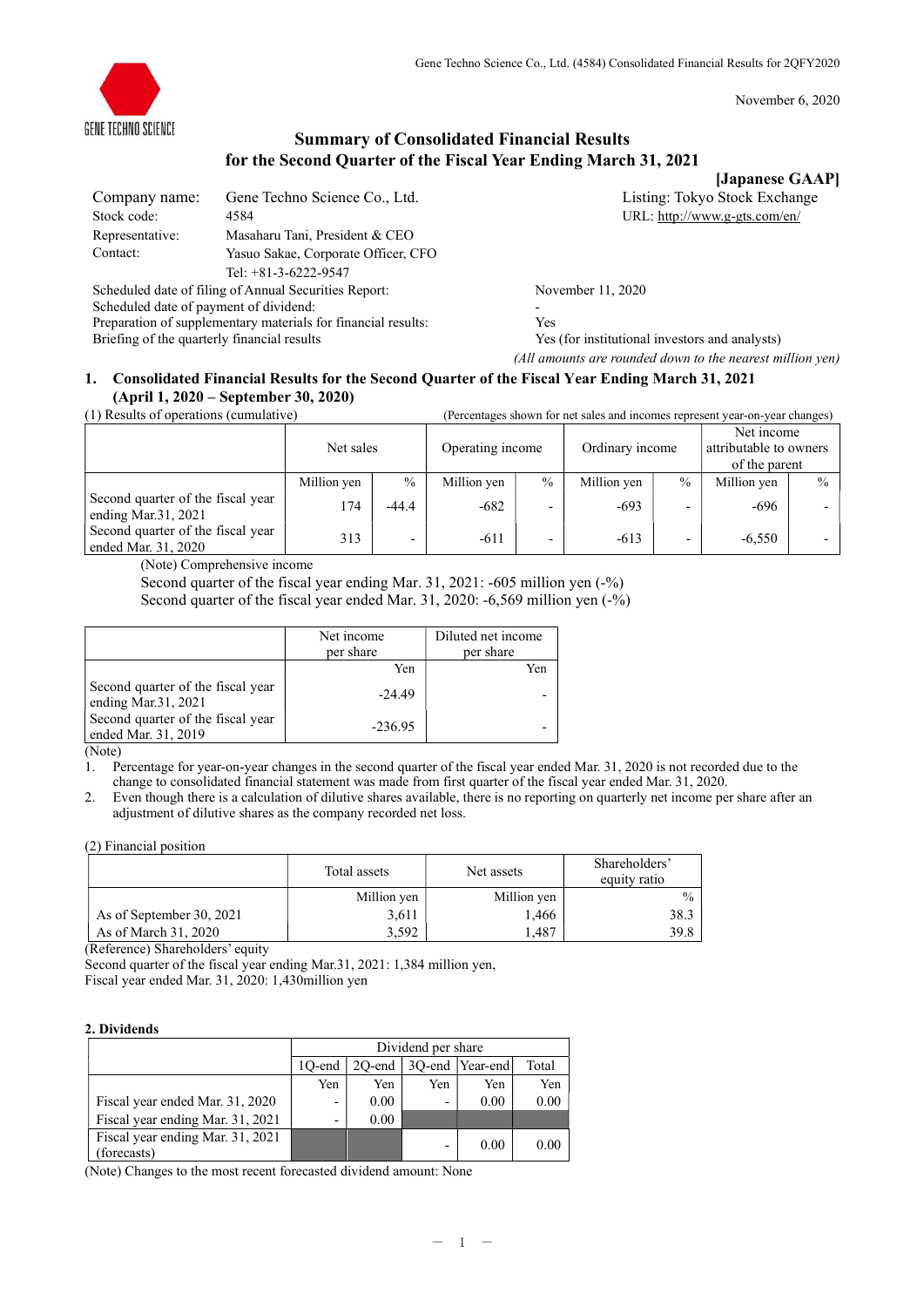November 6, 2020

# Summary of Consolidated Financial Results for the Second Quarter of the Fiscal Year Ending March 31, 2021

**[Japanese GAAP]**

| | | | |
|---|---|---|---|
| Company name: | Gene Techno Science Co., Ltd. | Listing: Tokyo Stock Exchange | |
| Stock code: | 4584 | URL: http://www.g-gts.com/en/ | |
| Representative: | Masaharu Tani, President & CEO | | |
| Contact: | Yasuo Sakae, Corporate Officer, CFO | | |
| | Tel: +81-3-6222-9547 | | |

Scheduled date of filing of Annual Securities Report: November 11, 2020
Scheduled date of payment of dividend: -
Preparation of supplementary materials for financial results: Yes
Briefing of the quarterly financial results: Yes (for institutional investors and analysts)

*(All amounts are rounded down to the nearest million yen)*

## 1. Consolidated Financial Results for the Second Quarter of the Fiscal Year Ending March 31, 2021 (April 1, 2020 – September 30, 2020)

(1) Results of operations (cumulative)

(Percentages shown for net sales and incomes represent year-on-year changes)

| | Net sales | | Operating income | | Ordinary income | | Net income attributable to owners of the parent | |
|---|---|---|---|---|---|---|---|---|
| | Million yen | % | Million yen | % | Million yen | % | Million yen | % |
| Second quarter of the fiscal year ending Mar.31, 2021 | 174 | -44.4 | -682 | - | -693 | - | -696 | - |
| Second quarter of the fiscal year ended Mar. 31, 2020 | 313 | - | -611 | - | -613 | - | -6,550 | - |

(Note) Comprehensive income
Second quarter of the fiscal year ending Mar. 31, 2021: -605 million yen (-%)
Second quarter of the fiscal year ended Mar. 31, 2020: -6,569 million yen (-%)

| | Net income per share | Diluted net income per share |
|---|---|---|
| | Yen | Yen |
| Second quarter of the fiscal year ending Mar.31, 2021 | -24.49 | - |
| Second quarter of the fiscal year ended Mar. 31, 2019 | -236.95 | - |

(Note)
1. Percentage for year-on-year changes in the second quarter of the fiscal year ended Mar. 31, 2020 is not recorded due to the change to consolidated financial statement was made from first quarter of the fiscal year ended Mar. 31, 2020.
2. Even though there is a calculation of dilutive shares available, there is no reporting on quarterly net income per share after an adjustment of dilutive shares as the company recorded net loss.

(2) Financial position

| | Total assets | Net assets | Shareholders' equity ratio |
|---|---|---|---|
| | Million yen | Million yen | % |
| As of September 30, 2021 | 3,611 | 1,466 | 38.3 |
| As of March 31, 2020 | 3,592 | 1,487 | 39.8 |

(Reference) Shareholders' equity
Second quarter of the fiscal year ending Mar.31, 2021: 1,384 million yen,
Fiscal year ended Mar. 31, 2020: 1,430million yen

## 2. Dividends

| | Dividend per share | | | | |
|---|---|---|---|---|---|
| | 1Q-end | 2Q-end | 3Q-end | Year-end | Total |
| | Yen | Yen | Yen | Yen | Yen |
| Fiscal year ended Mar. 31, 2020 | - | 0.00 | - | 0.00 | 0.00 |
| Fiscal year ending Mar. 31, 2021 | - | 0.00 | | | |
| Fiscal year ending Mar. 31, 2021 (forecasts) | | | - | 0.00 | 0.00 |

(Note) Changes to the most recent forecasted dividend amount: None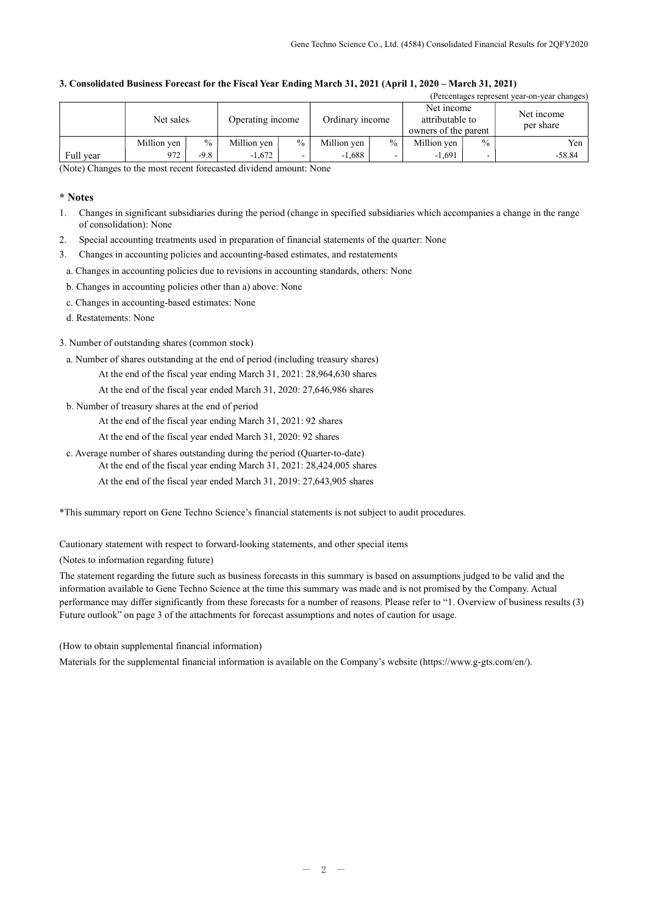### 3. Consolidated Business Forecast for the Fiscal Year Ending March 31, 2021 (April 1, 2020 – March 31, 2021)

(Percentages represent year-on-year changes)

| | Net sales | | Operating income | | Ordinary income | | Net income attributable to owners of the parent | | Net income per share |
|---|---|---|---|---|---|---|---|---|---|
| | Million yen | % | Million yen | % | Million yen | % | Million yen | % | Yen |
| Full year | 972 | -9.8 | -1,672 | - | -1,688 | - | -1,691 | - | -58.84 |

(Note) Changes to the most recent forecasted dividend amount: None

**\* Notes**

1. Changes in significant subsidiaries during the period (change in specified subsidiaries which accompanies a change in the range of consolidation): None
2. Special accounting treatments used in preparation of financial statements of the quarter: None
3. Changes in accounting policies and accounting-based estimates, and restatements

  a. Changes in accounting policies due to revisions in accounting standards, others: None

  b. Changes in accounting policies other than a) above: None

  c. Changes in accounting-based estimates: None

  d. Restatements: None

3. Number of outstanding shares (common stock)

  a. Number of shares outstanding at the end of period (including treasury shares)

    At the end of the fiscal year ending March 31, 2021: 28,964,630 shares

    At the end of the fiscal year ended March 31, 2020: 27,646,986 shares

  b. Number of treasury shares at the end of period

    At the end of the fiscal year ending March 31, 2021: 92 shares

    At the end of the fiscal year ended March 31, 2020: 92 shares

  c. Average number of shares outstanding during the period (Quarter-to-date)

    At the end of the fiscal year ending March 31, 2021: 28,424,005 shares

    At the end of the fiscal year ended March 31, 2019: 27,643,905 shares

*This summary report on Gene Techno Science's financial statements is not subject to audit procedures.

Cautionary statement with respect to forward-looking statements, and other special items

(Notes to information regarding future)

The statement regarding the future such as business forecasts in this summary is based on assumptions judged to be valid and the information available to Gene Techno Science at the time this summary was made and is not promised by the Company. Actual performance may differ significantly from these forecasts for a number of reasons. Please refer to "1. Overview of business results (3) Future outlook" on page 3 of the attachments for forecast assumptions and notes of caution for usage.

(How to obtain supplemental financial information)

Materials for the supplemental financial information is available on the Company's website (https://www.g-gts.com/en/).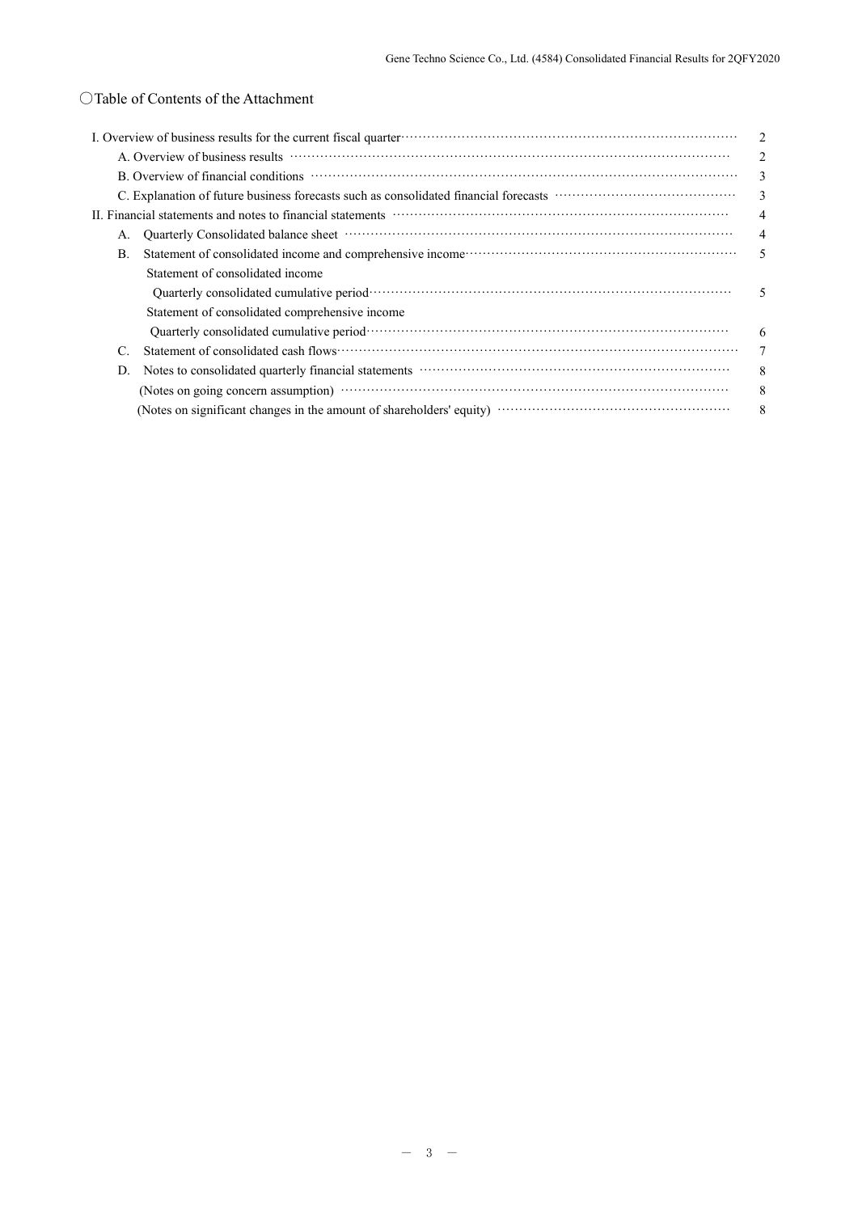## ○Table of Contents of the Attachment

| | |
|---|---|
| I. Overview of business results for the current fiscal quarter | 2 |
| A. Overview of business results | 2 |
| B. Overview of financial conditions | 3 |
| C. Explanation of future business forecasts such as consolidated financial forecasts | 3 |
| II. Financial statements and notes to financial statements | 4 |
| A. Quarterly Consolidated balance sheet | 4 |
| B. Statement of consolidated income and comprehensive income | 5 |
| Statement of consolidated income | |
| Quarterly consolidated cumulative period | 5 |
| Statement of consolidated comprehensive income | |
| Quarterly consolidated cumulative period | 6 |
| C. Statement of consolidated cash flows | 7 |
| D. Notes to consolidated quarterly financial statements | 8 |
| (Notes on going concern assumption) | 8 |
| (Notes on significant changes in the amount of shareholders' equity) | 8 |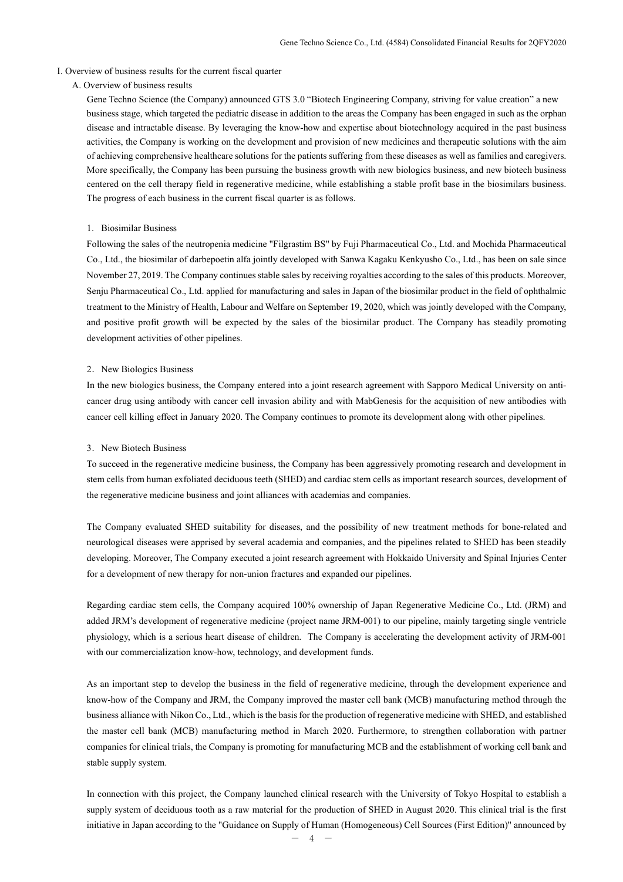# I. Overview of business results for the current fiscal quarter

## A. Overview of business results

Gene Techno Science (the Company) announced GTS 3.0 "Biotech Engineering Company, striving for value creation" a new business stage, which targeted the pediatric disease in addition to the areas the Company has been engaged in such as the orphan disease and intractable disease. By leveraging the know-how and expertise about biotechnology acquired in the past business activities, the Company is working on the development and provision of new medicines and therapeutic solutions with the aim of achieving comprehensive healthcare solutions for the patients suffering from these diseases as well as families and caregivers. More specifically, the Company has been pursuing the business growth with new biologics business, and new biotech business centered on the cell therapy field in regenerative medicine, while establishing a stable profit base in the biosimilars business. The progress of each business in the current fiscal quarter is as follows.

### 1. Biosimilar Business

Following the sales of the neutropenia medicine "Filgrastim BS" by Fuji Pharmaceutical Co., Ltd. and Mochida Pharmaceutical Co., Ltd., the biosimilar of darbepoetin alfa jointly developed with Sanwa Kagaku Kenkyusho Co., Ltd., has been on sale since November 27, 2019. The Company continues stable sales by receiving royalties according to the sales of this products. Moreover, Senju Pharmaceutical Co., Ltd. applied for manufacturing and sales in Japan of the biosimilar product in the field of ophthalmic treatment to the Ministry of Health, Labour and Welfare on September 19, 2020, which was jointly developed with the Company, and positive profit growth will be expected by the sales of the biosimilar product. The Company has steadily promoting development activities of other pipelines.

### 2. New Biologics Business

In the new biologics business, the Company entered into a joint research agreement with Sapporo Medical University on anti-cancer drug using antibody with cancer cell invasion ability and with MabGenesis for the acquisition of new antibodies with cancer cell killing effect in January 2020. The Company continues to promote its development along with other pipelines.

### 3. New Biotech Business

To succeed in the regenerative medicine business, the Company has been aggressively promoting research and development in stem cells from human exfoliated deciduous teeth (SHED) and cardiac stem cells as important research sources, development of the regenerative medicine business and joint alliances with academias and companies.

The Company evaluated SHED suitability for diseases, and the possibility of new treatment methods for bone-related and neurological diseases were apprised by several academia and companies, and the pipelines related to SHED has been steadily developing. Moreover, The Company executed a joint research agreement with Hokkaido University and Spinal Injuries Center for a development of new therapy for non-union fractures and expanded our pipelines.

Regarding cardiac stem cells, the Company acquired 100% ownership of Japan Regenerative Medicine Co., Ltd. (JRM) and added JRM's development of regenerative medicine (project name JRM-001) to our pipeline, mainly targeting single ventricle physiology, which is a serious heart disease of children. The Company is accelerating the development activity of JRM-001 with our commercialization know-how, technology, and development funds.

As an important step to develop the business in the field of regenerative medicine, through the development experience and know-how of the Company and JRM, the Company improved the master cell bank (MCB) manufacturing method through the business alliance with Nikon Co., Ltd., which is the basis for the production of regenerative medicine with SHED, and established the master cell bank (MCB) manufacturing method in March 2020. Furthermore, to strengthen collaboration with partner companies for clinical trials, the Company is promoting for manufacturing MCB and the establishment of working cell bank and stable supply system.

In connection with this project, the Company launched clinical research with the University of Tokyo Hospital to establish a supply system of deciduous tooth as a raw material for the production of SHED in August 2020. This clinical trial is the first initiative in Japan according to the "Guidance on Supply of Human (Homogeneous) Cell Sources (First Edition)" announced by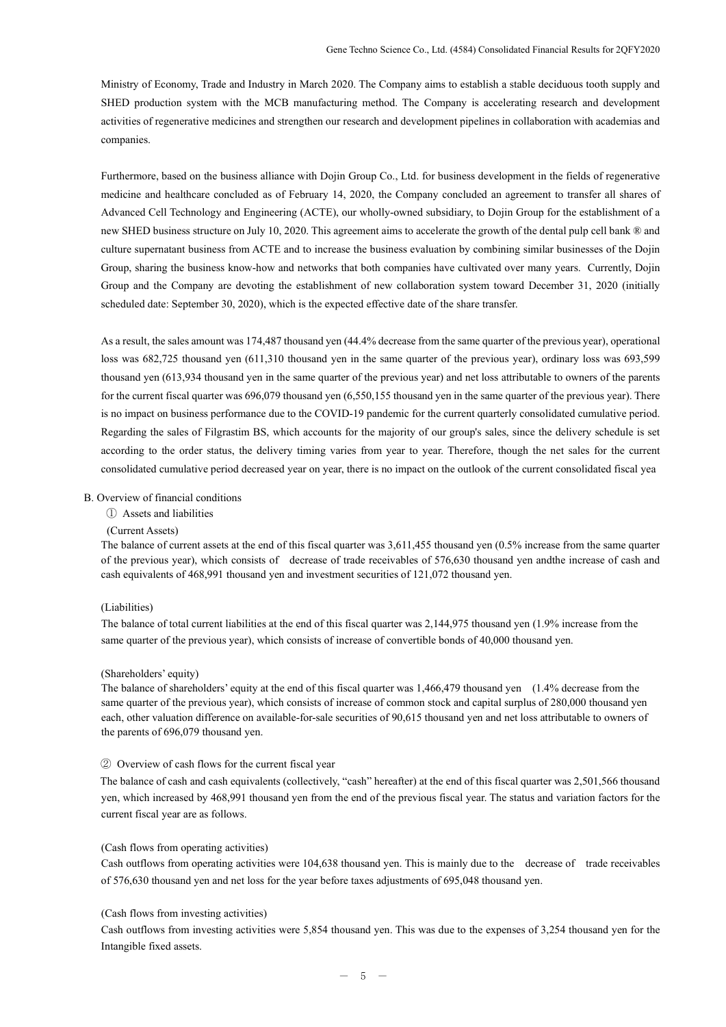Ministry of Economy, Trade and Industry in March 2020. The Company aims to establish a stable deciduous tooth supply and SHED production system with the MCB manufacturing method. The Company is accelerating research and development activities of regenerative medicines and strengthen our research and development pipelines in collaboration with academias and companies.

Furthermore, based on the business alliance with Dojin Group Co., Ltd. for business development in the fields of regenerative medicine and healthcare concluded as of February 14, 2020, the Company concluded an agreement to transfer all shares of Advanced Cell Technology and Engineering (ACTE), our wholly-owned subsidiary, to Dojin Group for the establishment of a new SHED business structure on July 10, 2020. This agreement aims to accelerate the growth of the dental pulp cell bank ® and culture supernatant business from ACTE and to increase the business evaluation by combining similar businesses of the Dojin Group, sharing the business know-how and networks that both companies have cultivated over many years. Currently, Dojin Group and the Company are devoting the establishment of new collaboration system toward December 31, 2020 (initially scheduled date: September 30, 2020), which is the expected effective date of the share transfer.

As a result, the sales amount was 174,487 thousand yen (44.4% decrease from the same quarter of the previous year), operational loss was 682,725 thousand yen (611,310 thousand yen in the same quarter of the previous year), ordinary loss was 693,599 thousand yen (613,934 thousand yen in the same quarter of the previous year) and net loss attributable to owners of the parents for the current fiscal quarter was 696,079 thousand yen (6,550,155 thousand yen in the same quarter of the previous year). There is no impact on business performance due to the COVID-19 pandemic for the current quarterly consolidated cumulative period. Regarding the sales of Filgrastim BS, which accounts for the majority of our group's sales, since the delivery schedule is set according to the order status, the delivery timing varies from year to year. Therefore, though the net sales for the current consolidated cumulative period decreased year on year, there is no impact on the outlook of the current consolidated fiscal yea

B. Overview of financial conditions

① Assets and liabilities

(Current Assets)

The balance of current assets at the end of this fiscal quarter was 3,611,455 thousand yen (0.5% increase from the same quarter of the previous year), which consists of decrease of trade receivables of 576,630 thousand yen andthe increase of cash and cash equivalents of 468,991 thousand yen and investment securities of 121,072 thousand yen.

(Liabilities)

The balance of total current liabilities at the end of this fiscal quarter was 2,144,975 thousand yen (1.9% increase from the same quarter of the previous year), which consists of increase of convertible bonds of 40,000 thousand yen.

(Shareholders' equity)

The balance of shareholders' equity at the end of this fiscal quarter was 1,466,479 thousand yen (1.4% decrease from the same quarter of the previous year), which consists of increase of common stock and capital surplus of 280,000 thousand yen each, other valuation difference on available-for-sale securities of 90,615 thousand yen and net loss attributable to owners of the parents of 696,079 thousand yen.

② Overview of cash flows for the current fiscal year

The balance of cash and cash equivalents (collectively, "cash" hereafter) at the end of this fiscal quarter was 2,501,566 thousand yen, which increased by 468,991 thousand yen from the end of the previous fiscal year. The status and variation factors for the current fiscal year are as follows.

(Cash flows from operating activities)

Cash outflows from operating activities were 104,638 thousand yen. This is mainly due to the decrease of trade receivables of 576,630 thousand yen and net loss for the year before taxes adjustments of 695,048 thousand yen.

(Cash flows from investing activities)

Cash outflows from investing activities were 5,854 thousand yen. This was due to the expenses of 3,254 thousand yen for the Intangible fixed assets.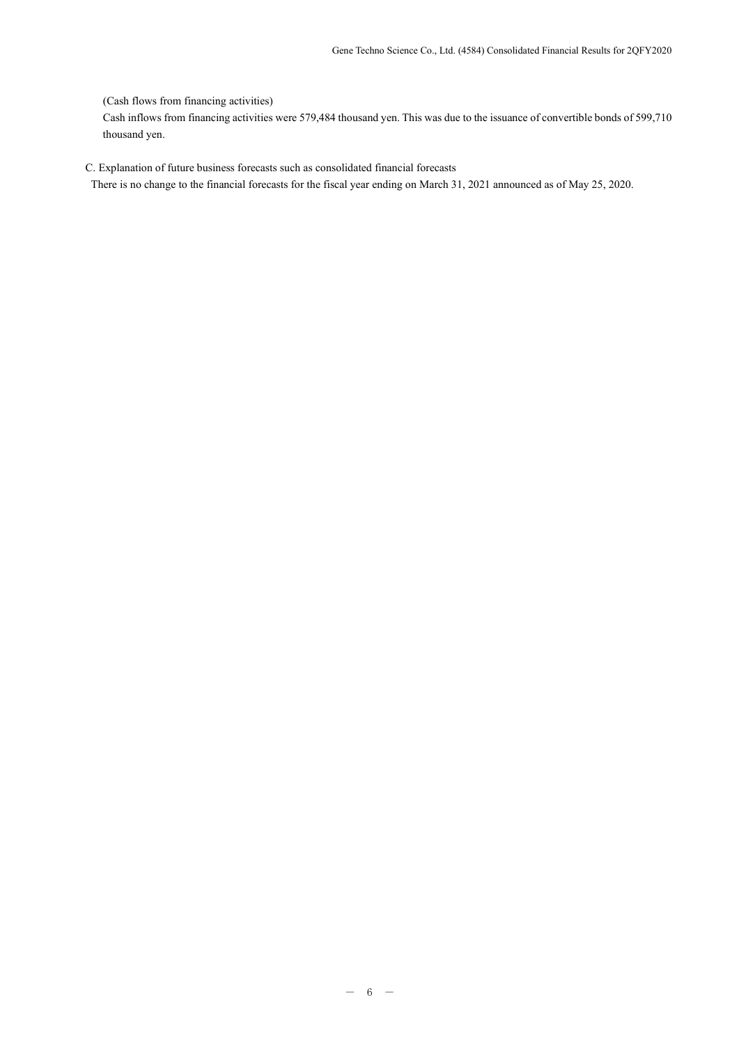(Cash flows from financing activities)

Cash inflows from financing activities were 579,484 thousand yen. This was due to the issuance of convertible bonds of 599,710 thousand yen.

C. Explanation of future business forecasts such as consolidated financial forecasts

There is no change to the financial forecasts for the fiscal year ending on March 31, 2021 announced as of May 25, 2020.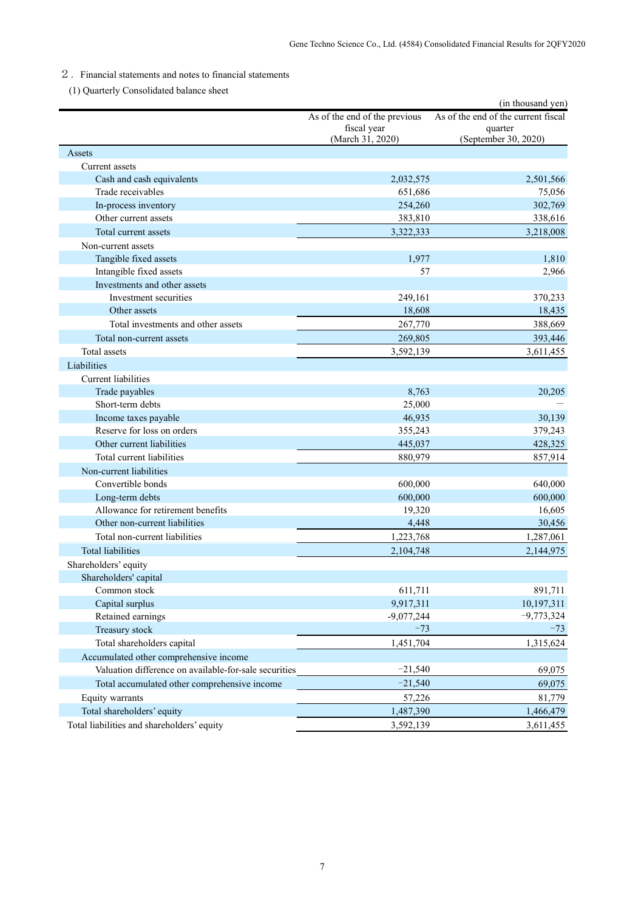## 2．Financial statements and notes to financial statements

### (1) Quarterly Consolidated balance sheet

(in thousand yen)

| | As of the end of the previous fiscal year (March 31, 2020) | As of the end of the current fiscal quarter (September 30, 2020) |
|---|---|---|
| Assets | | |
| Current assets | | |
| Cash and cash equivalents | 2,032,575 | 2,501,566 |
| Trade receivables | 651,686 | 75,056 |
| In-process inventory | 254,260 | 302,769 |
| Other current assets | 383,810 | 338,616 |
| Total current assets | 3,322,333 | 3,218,008 |
| Non-current assets | | |
| Tangible fixed assets | 1,977 | 1,810 |
| Intangible fixed assets | 57 | 2,966 |
| Investments and other assets | | |
| Investment securities | 249,161 | 370,233 |
| Other assets | 18,608 | 18,435 |
| Total investments and other assets | 267,770 | 388,669 |
| Total non-current assets | 269,805 | 393,446 |
| Total assets | 3,592,139 | 3,611,455 |
| Liabilities | | |
| Current liabilities | | |
| Trade payables | 8,763 | 20,205 |
| Short-term debts | 25,000 | — |
| Income taxes payable | 46,935 | 30,139 |
| Reserve for loss on orders | 355,243 | 379,243 |
| Other current liabilities | 445,037 | 428,325 |
| Total current liabilities | 880,979 | 857,914 |
| Non-current liabilities | | |
| Convertible bonds | 600,000 | 640,000 |
| Long-term debts | 600,000 | 600,000 |
| Allowance for retirement benefits | 19,320 | 16,605 |
| Other non-current liabilities | 4,448 | 30,456 |
| Total non-current liabilities | 1,223,768 | 1,287,061 |
| Total liabilities | 2,104,748 | 2,144,975 |
| Shareholders' equity | | |
| Shareholders' capital | | |
| Common stock | 611,711 | 891,711 |
| Capital surplus | 9,917,311 | 10,197,311 |
| Retained earnings | -9,077,244 | −9,773,324 |
| Treasury stock | −73 | −73 |
| Total shareholders capital | 1,451,704 | 1,315,624 |
| Accumulated other comprehensive income | | |
| Valuation difference on available-for-sale securities | −21,540 | 69,075 |
| Total accumulated other comprehensive income | −21,540 | 69,075 |
| Equity warrants | 57,226 | 81,779 |
| Total shareholders' equity | 1,487,390 | 1,466,479 |
| Total liabilities and shareholders' equity | 3,592,139 | 3,611,455 |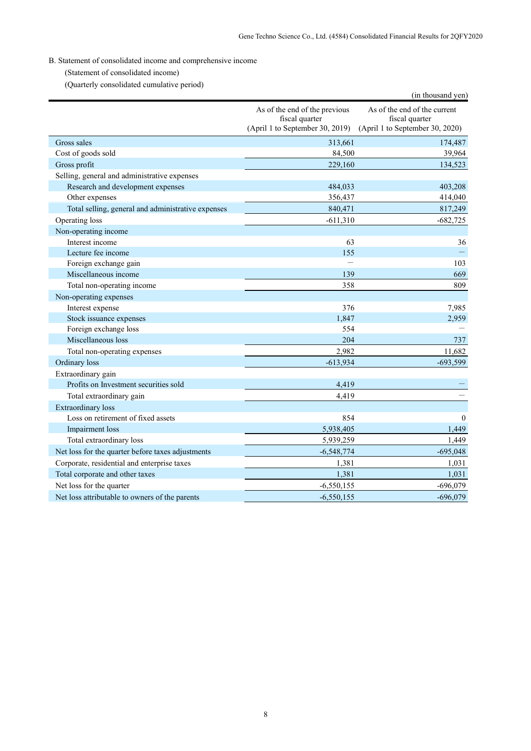B. Statement of consolidated income and comprehensive income

(Statement of consolidated income)

(Quarterly consolidated cumulative period)

(in thousand yen)

| | As of the end of the previous fiscal quarter (April 1 to September 30, 2019) | As of the end of the current fiscal quarter (April 1 to September 30, 2020) |
|---|---|---|
| Gross sales | 313,661 | 174,487 |
| Cost of goods sold | 84,500 | 39,964 |
| Gross profit | 229,160 | 134,523 |
| Selling, general and administrative expenses | | |
| Research and development expenses | 484,033 | 403,208 |
| Other expenses | 356,437 | 414,040 |
| Total selling, general and administrative expenses | 840,471 | 817,249 |
| Operating loss | -611,310 | -682,725 |
| Non-operating income | | |
| Interest income | 63 | 36 |
| Lecture fee income | 155 | ― |
| Foreign exchange gain | ― | 103 |
| Miscellaneous income | 139 | 669 |
| Total non-operating income | 358 | 809 |
| Non-operating expenses | | |
| Interest expense | 376 | 7,985 |
| Stock issuance expenses | 1,847 | 2,959 |
| Foreign exchange loss | 554 | ― |
| Miscellaneous loss | 204 | 737 |
| Total non-operating expenses | 2,982 | 11,682 |
| Ordinary loss | -613,934 | -693,599 |
| Extraordinary gain | | |
| Profits on Investment securities sold | 4,419 | ― |
| Total extraordinary gain | 4,419 | ― |
| Extraordinary loss | | |
| Loss on retirement of fixed assets | 854 | 0 |
| Impairment loss | 5,938,405 | 1,449 |
| Total extraordinary loss | 5,939,259 | 1,449 |
| Net loss for the quarter before taxes adjustments | -6,548,774 | -695,048 |
| Corporate, residential and enterprise taxes | 1,381 | 1,031 |
| Total corporate and other taxes | 1,381 | 1,031 |
| Net loss for the quarter | -6,550,155 | -696,079 |
| Net loss attributable to owners of the parents | -6,550,155 | -696,079 |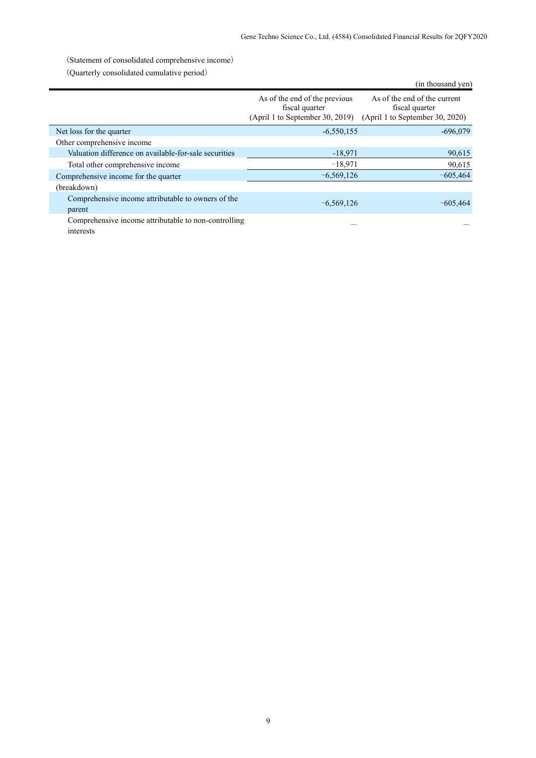（Statement of consolidated comprehensive income）

（Quarterly consolidated cumulative period）

(in thousand yen)

| | As of the end of the previous fiscal quarter (April 1 to September 30, 2019) | As of the end of the current fiscal quarter (April 1 to September 30, 2020) |
|---|---|---|
| Net loss for the quarter | -6,550,155 | -696,079 |
| Other comprehensive income | | |
| Valuation difference on available-for-sale securities | -18,971 | 90,615 |
| Total other comprehensive income | −18,971 | 90,615 |
| Comprehensive income for the quarter | −6,569,126 | −605,464 |
| (breakdown) | | |
| Comprehensive income attributable to owners of the parent | −6,569,126 | −605,464 |
| Comprehensive income attributable to non-controlling interests | — | — |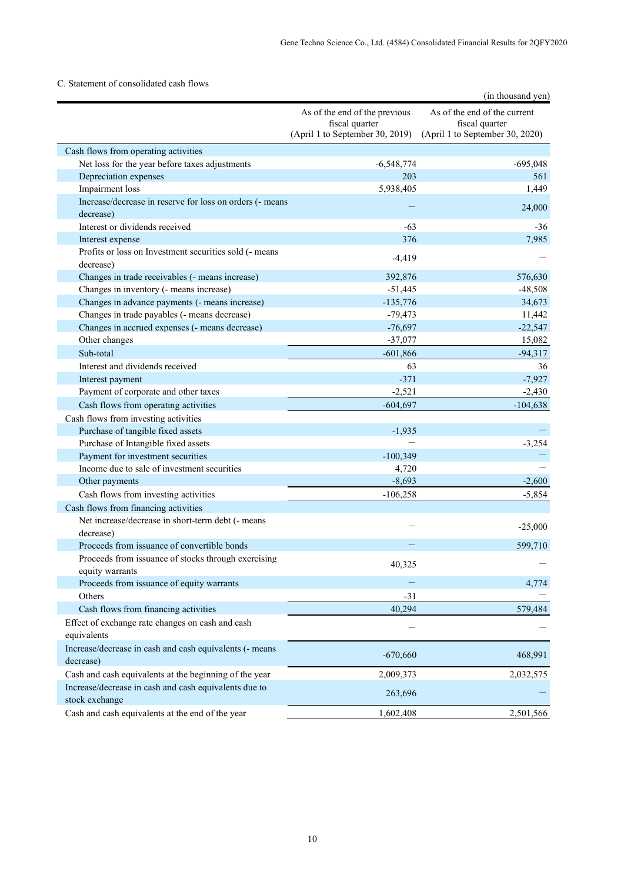C. Statement of consolidated cash flows

(in thousand yen)

| | As of the end of the previous fiscal quarter (April 1 to September 30, 2019) | As of the end of the current fiscal quarter (April 1 to September 30, 2020) |
|---|---|---|
| Cash flows from operating activities | | |
| Net loss for the year before taxes adjustments | -6,548,774 | -695,048 |
| Depreciation expenses | 203 | 561 |
| Impairment loss | 5,938,405 | 1,449 |
| Increase/decrease in reserve for loss on orders (- means decrease) | — | 24,000 |
| Interest or dividends received | -63 | -36 |
| Interest expense | 376 | 7,985 |
| Profits or loss on Investment securities sold (- means decrease) | -4,419 | — |
| Changes in trade receivables (- means increase) | 392,876 | 576,630 |
| Changes in inventory (- means increase) | -51,445 | -48,508 |
| Changes in advance payments (- means increase) | -135,776 | 34,673 |
| Changes in trade payables (- means decrease) | -79,473 | 11,442 |
| Changes in accrued expenses (- means decrease) | -76,697 | -22,547 |
| Other changes | -37,077 | 15,082 |
| Sub-total | -601,866 | -94,317 |
| Interest and dividends received | 63 | 36 |
| Interest payment | -371 | -7,927 |
| Payment of corporate and other taxes | -2,521 | -2,430 |
| Cash flows from operating activities | -604,697 | -104,638 |
| Cash flows from investing activities | | |
| Purchase of tangible fixed assets | -1,935 | — |
| Purchase of Intangible fixed assets | — | -3,254 |
| Payment for investment securities | -100,349 | — |
| Income due to sale of investment securities | 4,720 | — |
| Other payments | -8,693 | -2,600 |
| Cash flows from investing activities | -106,258 | -5,854 |
| Cash flows from financing activities | | |
| Net increase/decrease in short-term debt (- means decrease) | — | -25,000 |
| Proceeds from issuance of convertible bonds | — | 599,710 |
| Proceeds from issuance of stocks through exercising equity warrants | 40,325 | — |
| Proceeds from issuance of equity warrants | — | 4,774 |
| Others | -31 | — |
| Cash flows from financing activities | 40,294 | 579,484 |
| Effect of exchange rate changes on cash and cash equivalents | — | — |
| Increase/decrease in cash and cash equivalents (- means decrease) | -670,660 | 468,991 |
| Cash and cash equivalents at the beginning of the year | 2,009,373 | 2,032,575 |
| Increase/decrease in cash and cash equivalents due to stock exchange | 263,696 | — |
| Cash and cash equivalents at the end of the year | 1,602,408 | 2,501,566 |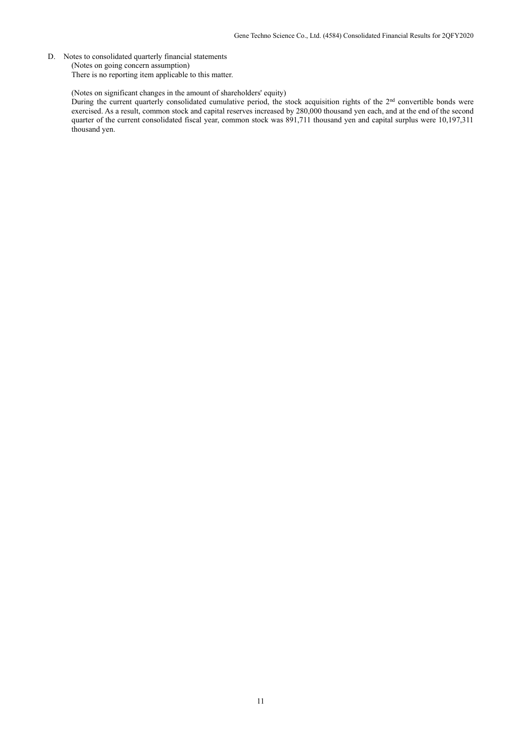D. Notes to consolidated quarterly financial statements

(Notes on going concern assumption)

There is no reporting item applicable to this matter.

(Notes on significant changes in the amount of shareholders' equity)

During the current quarterly consolidated cumulative period, the stock acquisition rights of the 2nd convertible bonds were exercised. As a result, common stock and capital reserves increased by 280,000 thousand yen each, and at the end of the second quarter of the current consolidated fiscal year, common stock was 891,711 thousand yen and capital surplus were 10,197,311 thousand yen.